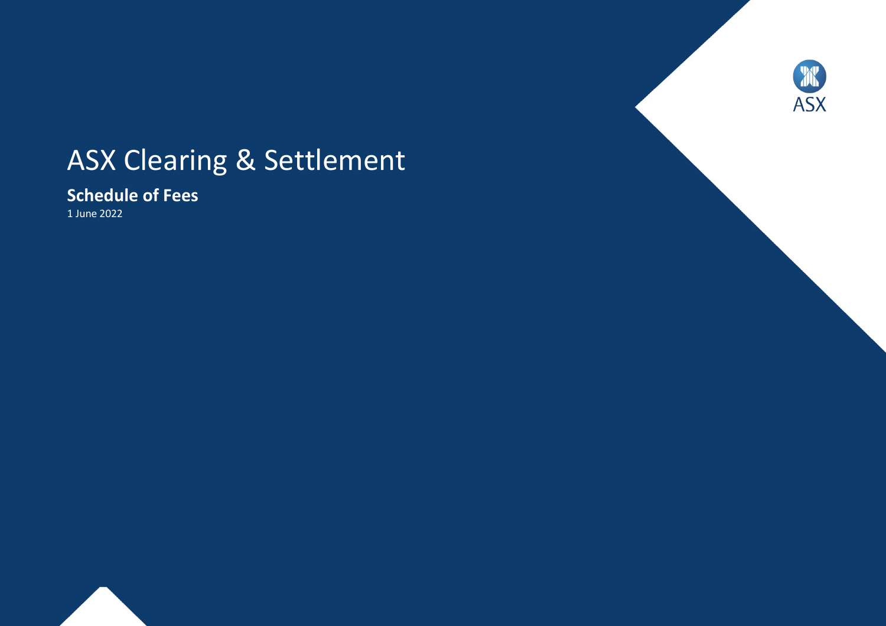# ASX Clearing & Settlement

**Schedule of Fees**

1 June 2022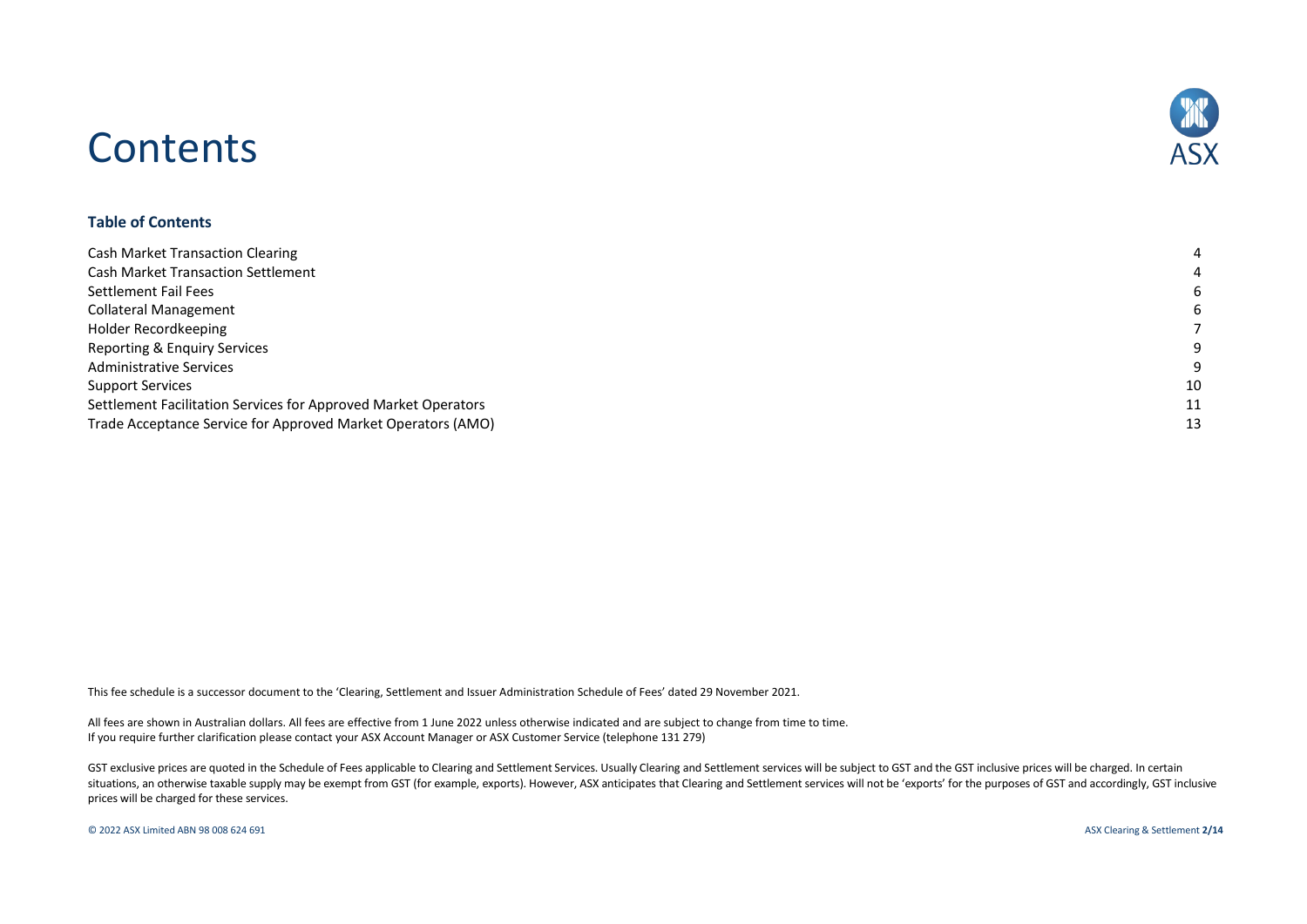# Contents

### Table of Contents

| | |
|---|---|
| Cash Market Transaction Clearing | 4 |
| Cash Market Transaction Settlement | 4 |
| Settlement Fail Fees | 6 |
| Collateral Management | 6 |
| Holder Recordkeeping | 7 |
| Reporting & Enquiry Services | 9 |
| Administrative Services | 9 |
| Support Services | 10 |
| Settlement Facilitation Services for Approved Market Operators | 11 |
| Trade Acceptance Service for Approved Market Operators (AMO) | 13 |

This fee schedule is a successor document to the 'Clearing, Settlement and Issuer Administration Schedule of Fees' dated 29 November 2021.

All fees are shown in Australian dollars. All fees are effective from 1 June 2022 unless otherwise indicated and are subject to change from time to time.
If you require further clarification please contact your ASX Account Manager or ASX Customer Service (telephone 131 279)

GST exclusive prices are quoted in the Schedule of Fees applicable to Clearing and Settlement Services. Usually Clearing and Settlement services will be subject to GST and the GST inclusive prices will be charged. In certain situations, an otherwise taxable supply may be exempt from GST (for example, exports). However, ASX anticipates that Clearing and Settlement services will not be 'exports' for the purposes of GST and accordingly, GST inclusive prices will be charged for these services.

© 2022 ASX Limited ABN 98 008 624 691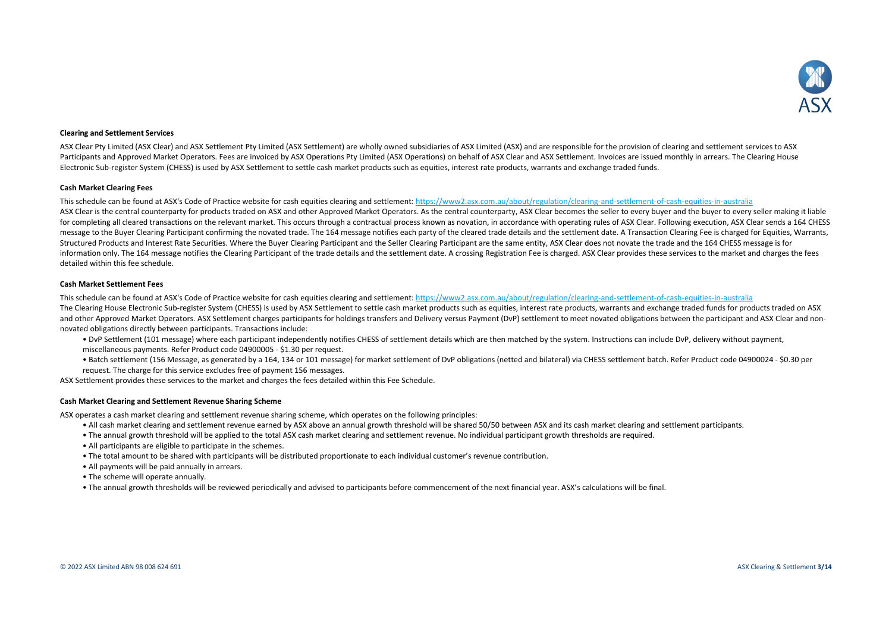## Clearing and Settlement Services

ASX Clear Pty Limited (ASX Clear) and ASX Settlement Pty Limited (ASX Settlement) are wholly owned subsidiaries of ASX Limited (ASX) and are responsible for the provision of clearing and settlement services to ASX Participants and Approved Market Operators. Fees are invoiced by ASX Operations Pty Limited (ASX Operations) on behalf of ASX Clear and ASX Settlement. Invoices are issued monthly in arrears. The Clearing House Electronic Sub-register System (CHESS) is used by ASX Settlement to settle cash market products such as equities, interest rate products, warrants and exchange traded funds.

## Cash Market Clearing Fees

This schedule can be found at ASX's Code of Practice website for cash equities clearing and settlement: https://www2.asx.com.au/about/regulation/clearing-and-settlement-of-cash-equities-in-australia
ASX Clear is the central counterparty for products traded on ASX and other Approved Market Operators. As the central counterparty, ASX Clear becomes the seller to every buyer and the buyer to every seller making it liable for completing all cleared transactions on the relevant market. This occurs through a contractual process known as novation, in accordance with operating rules of ASX Clear. Following execution, ASX Clear sends a 164 CHESS message to the Buyer Clearing Participant confirming the novated trade. The 164 message notifies each party of the cleared trade details and the settlement date. A Transaction Clearing Fee is charged for Equities, Warrants, Structured Products and Interest Rate Securities. Where the Buyer Clearing Participant and the Seller Clearing Participant are the same entity, ASX Clear does not novate the trade and the 164 CHESS message is for information only. The 164 message notifies the Clearing Participant of the trade details and the settlement date. A crossing Registration Fee is charged. ASX Clear provides these services to the market and charges the fees detailed within this fee schedule.

## Cash Market Settlement Fees

This schedule can be found at ASX's Code of Practice website for cash equities clearing and settlement: https://www2.asx.com.au/about/regulation/clearing-and-settlement-of-cash-equities-in-australia
The Clearing House Electronic Sub-register System (CHESS) is used by ASX Settlement to settle cash market products such as equities, interest rate products, warrants and exchange traded funds for products traded on ASX and other Approved Market Operators. ASX Settlement charges participants for holdings transfers and Delivery versus Payment (DvP) settlement to meet novated obligations between the participant and ASX Clear and non-novated obligations directly between participants. Transactions include:

- DvP Settlement (101 message) where each participant independently notifies CHESS of settlement details which are then matched by the system. Instructions can include DvP, delivery without payment, miscellaneous payments. Refer Product code 04900005 - $1.30 per request.
- Batch settlement (156 Message, as generated by a 164, 134 or 101 message) for market settlement of DvP obligations (netted and bilateral) via CHESS settlement batch. Refer Product code 04900024 - $0.30 per request. The charge for this service excludes free of payment 156 messages.

ASX Settlement provides these services to the market and charges the fees detailed within this Fee Schedule.

## Cash Market Clearing and Settlement Revenue Sharing Scheme

ASX operates a cash market clearing and settlement revenue sharing scheme, which operates on the following principles:

- All cash market clearing and settlement revenue earned by ASX above an annual growth threshold will be shared 50/50 between ASX and its cash market clearing and settlement participants.
- The annual growth threshold will be applied to the total ASX cash market clearing and settlement revenue. No individual participant growth thresholds are required.
- All participants are eligible to participate in the schemes.
- The total amount to be shared with participants will be distributed proportionate to each individual customer's revenue contribution.
- All payments will be paid annually in arrears.
- The scheme will operate annually.
- The annual growth thresholds will be reviewed periodically and advised to participants before commencement of the next financial year. ASX's calculations will be final.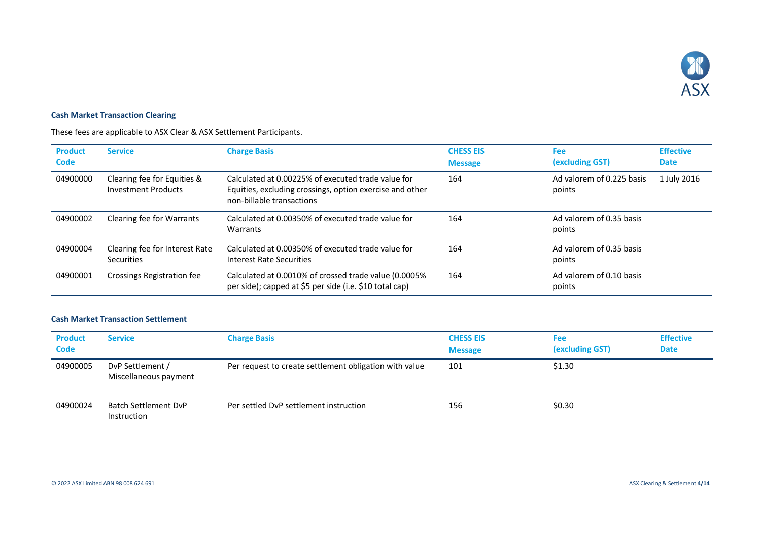### Cash Market Transaction Clearing

These fees are applicable to ASX Clear & ASX Settlement Participants.

| Product Code | Service | Charge Basis | CHESS EIS Message | Fee (excluding GST) | Effective Date |
|---|---|---|---|---|---|
| 04900000 | Clearing fee for Equities & Investment Products | Calculated at 0.00225% of executed trade value for Equities, excluding crossings, option exercise and other non-billable transactions | 164 | Ad valorem of 0.225 basis points | 1 July 2016 |
| 04900002 | Clearing fee for Warrants | Calculated at 0.00350% of executed trade value for Warrants | 164 | Ad valorem of 0.35 basis points | |
| 04900004 | Clearing fee for Interest Rate Securities | Calculated at 0.00350% of executed trade value for Interest Rate Securities | 164 | Ad valorem of 0.35 basis points | |
| 04900001 | Crossings Registration fee | Calculated at 0.0010% of crossed trade value (0.0005% per side); capped at $5 per side (i.e. $10 total cap) | 164 | Ad valorem of 0.10 basis points | |

### Cash Market Transaction Settlement

| Product Code | Service | Charge Basis | CHESS EIS Message | Fee (excluding GST) | Effective Date |
|---|---|---|---|---|---|
| 04900005 | DvP Settlement / Miscellaneous payment | Per request to create settlement obligation with value | 101 | $1.30 | |
| 04900024 | Batch Settlement DvP Instruction | Per settled DvP settlement instruction | 156 | $0.30 | |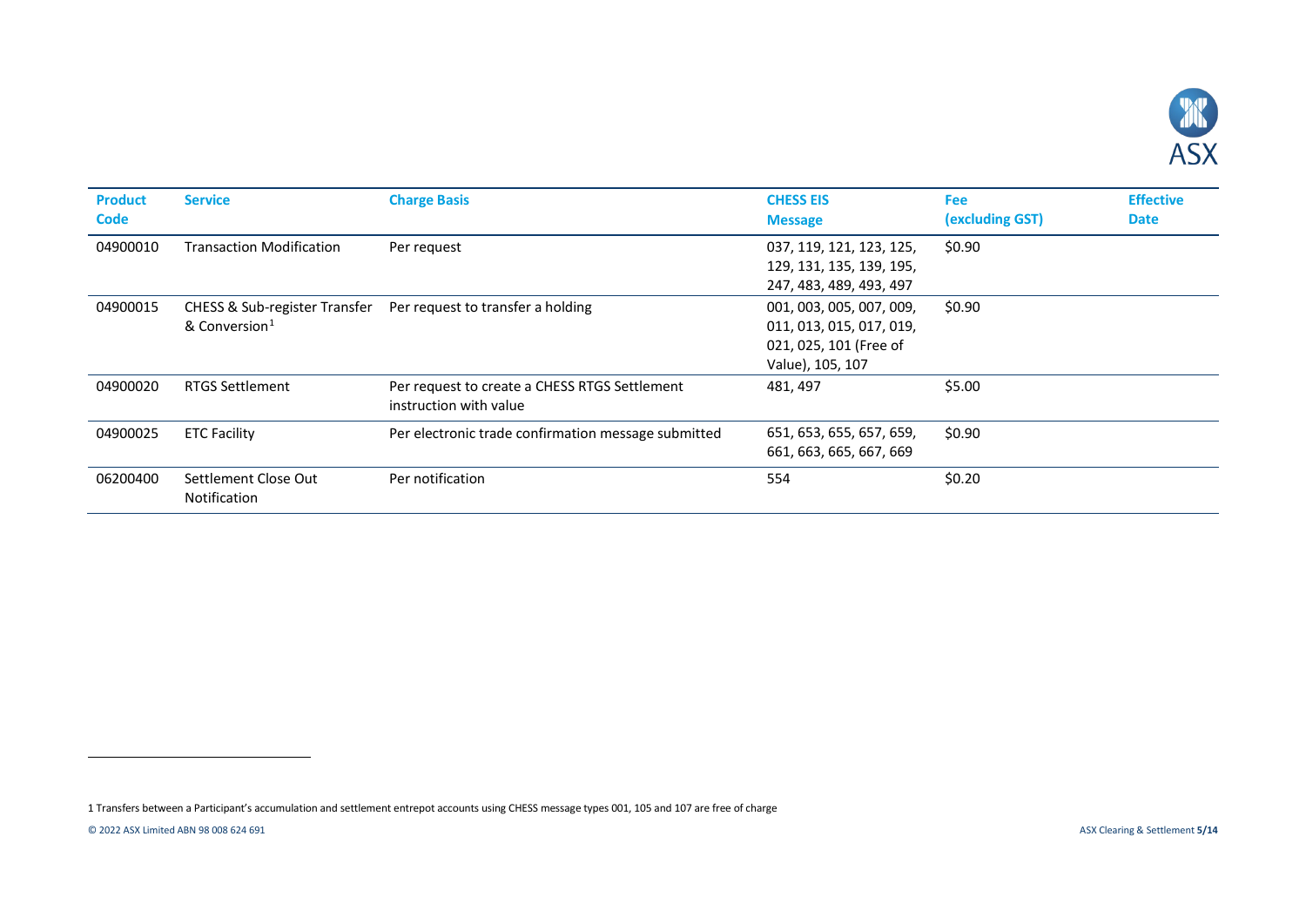| Product Code | Service | Charge Basis | CHESS EIS Message | Fee (excluding GST) | Effective Date |
|---|---|---|---|---|---|
| 04900010 | Transaction Modification | Per request | 037, 119, 121, 123, 125, 129, 131, 135, 139, 195, 247, 483, 489, 493, 497 | $0.90 | |
| 04900015 | CHESS & Sub-register Transfer & Conversion[1] | Per request to transfer a holding | 001, 003, 005, 007, 009, 011, 013, 015, 017, 019, 021, 025, 101 (Free of Value), 105, 107 | $0.90 | |
| 04900020 | RTGS Settlement | Per request to create a CHESS RTGS Settlement instruction with value | 481, 497 | $5.00 | |
| 04900025 | ETC Facility | Per electronic trade confirmation message submitted | 651, 653, 655, 657, 659, 661, 663, 665, 667, 669 | $0.90 | |
| 06200400 | Settlement Close Out Notification | Per notification | 554 | $0.20 | |

1 Transfers between a Participant's accumulation and settlement entrepot accounts using CHESS message types 001, 105 and 107 are free of charge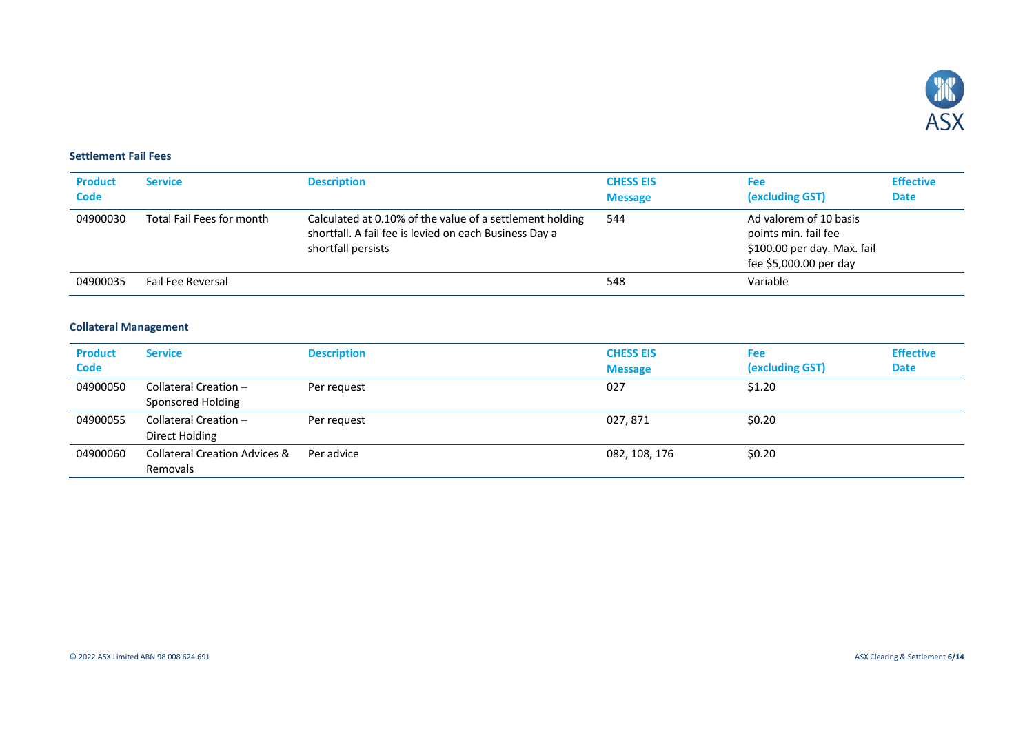### Settlement Fail Fees

| Product Code | Service | Description | CHESS EIS Message | Fee (excluding GST) | Effective Date |
|---|---|---|---|---|---|
| 04900030 | Total Fail Fees for month | Calculated at 0.10% of the value of a settlement holding shortfall. A fail fee is levied on each Business Day a shortfall persists | 544 | Ad valorem of 10 basis points min. fail fee $100.00 per day. Max. fail fee $5,000.00 per day | |
| 04900035 | Fail Fee Reversal | | 548 | Variable | |

### Collateral Management

| Product Code | Service | Description | CHESS EIS Message | Fee (excluding GST) | Effective Date |
|---|---|---|---|---|---|
| 04900050 | Collateral Creation – Sponsored Holding | Per request | 027 | $1.20 | |
| 04900055 | Collateral Creation – Direct Holding | Per request | 027, 871 | $0.20 | |
| 04900060 | Collateral Creation Advices & Removals | Per advice | 082, 108, 176 | $0.20 | |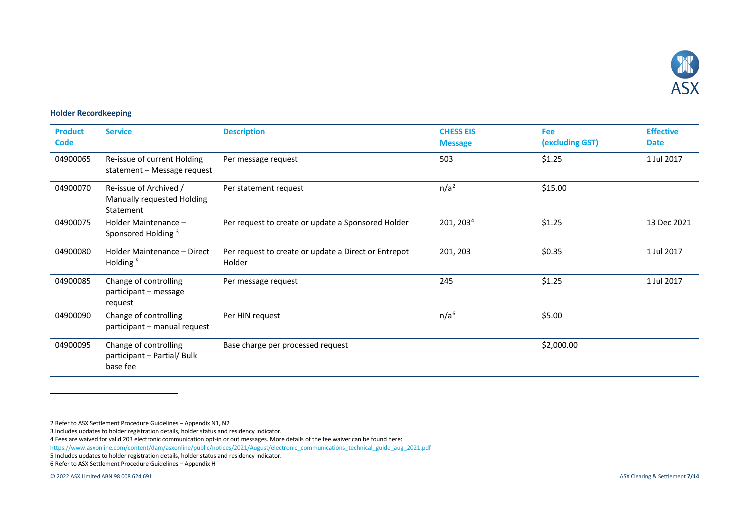### Holder Recordkeeping

| Product Code | Service | Description | CHESS EIS Message | Fee (excluding GST) | Effective Date |
|---|---|---|---|---|---|
| 04900065 | Re-issue of current Holding statement – Message request | Per message request | 503 | $1.25 | 1 Jul 2017 |
| 04900070 | Re-issue of Archived / Manually requested Holding Statement | Per statement request | n/a[2] | $15.00 | |
| 04900075 | Holder Maintenance – Sponsored Holding [3] | Per request to create or update a Sponsored Holder | 201, 203[4] | $1.25 | 13 Dec 2021 |
| 04900080 | Holder Maintenance – Direct Holding [5] | Per request to create or update a Direct or Entrepot Holder | 201, 203 | $0.35 | 1 Jul 2017 |
| 04900085 | Change of controlling participant – message request | Per message request | 245 | $1.25 | 1 Jul 2017 |
| 04900090 | Change of controlling participant – manual request | Per HIN request | n/a[6] | $5.00 | |
| 04900095 | Change of controlling participant – Partial/ Bulk base fee | Base charge per processed request | | $2,000.00 | |

2 Refer to ASX Settlement Procedure Guidelines – Appendix N1, N2

3 Includes updates to holder registration details, holder status and residency indicator.

4 Fees are waived for valid 203 electronic communication opt-in or out messages. More details of the fee waiver can be found here: https://www.asxonline.com/content/dam/asxonline/public/notices/2021/August/electronic_communications_technical_guide_aug_2021.pdf

5 Includes updates to holder registration details, holder status and residency indicator.

6 Refer to ASX Settlement Procedure Guidelines – Appendix H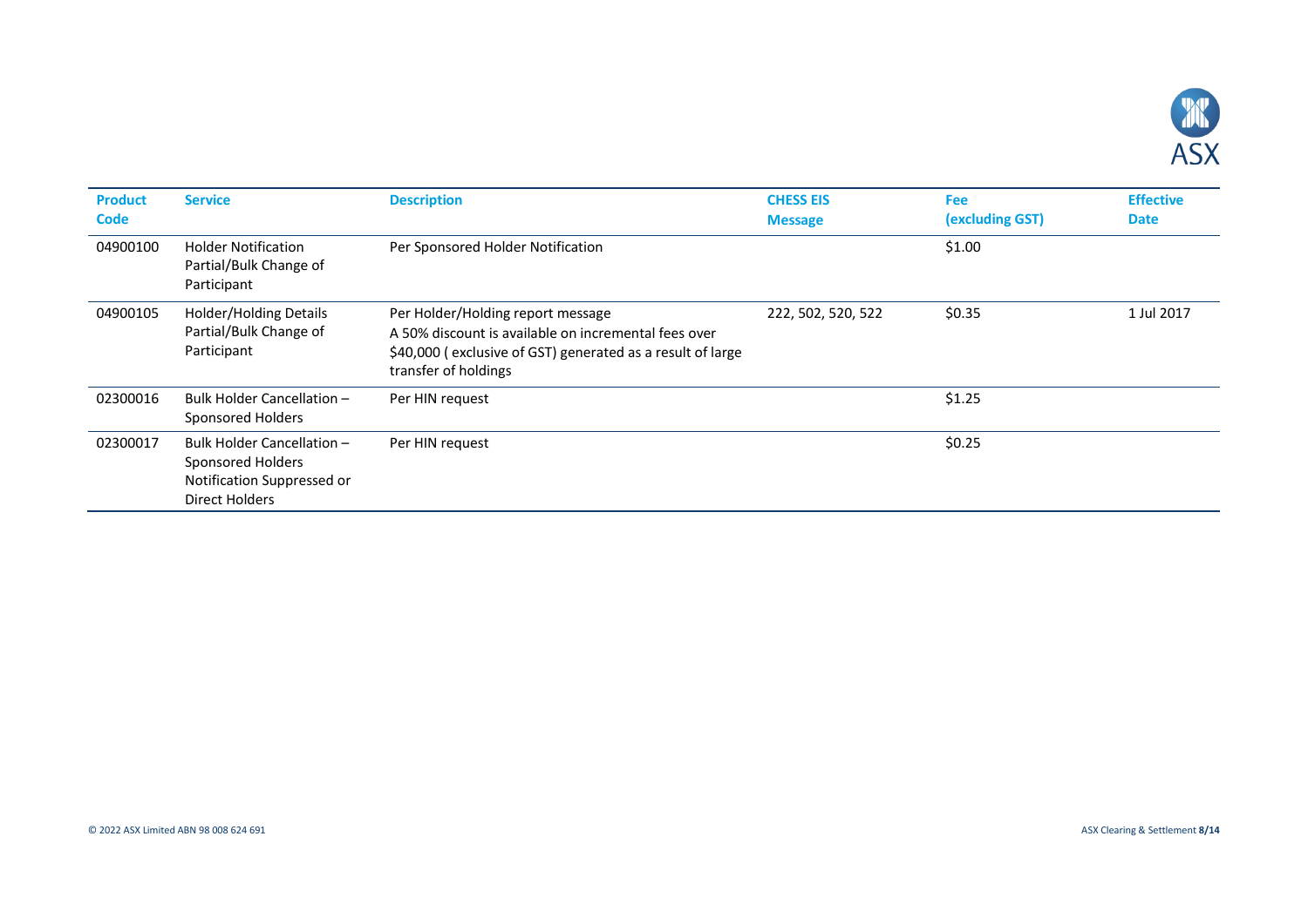| Product Code | Service | Description | CHESS EIS Message | Fee (excluding GST) | Effective Date |
|---|---|---|---|---|---|
| 04900100 | Holder Notification Partial/Bulk Change of Participant | Per Sponsored Holder Notification | | $1.00 | |
| 04900105 | Holder/Holding Details Partial/Bulk Change of Participant | Per Holder/Holding report message<br>A 50% discount is available on incremental fees over $40,000 ( exclusive of GST) generated as a result of large transfer of holdings | 222, 502, 520, 522 | $0.35 | 1 Jul 2017 |
| 02300016 | Bulk Holder Cancellation – Sponsored Holders | Per HIN request | | $1.25 | |
| 02300017 | Bulk Holder Cancellation – Sponsored Holders Notification Suppressed or Direct Holders | Per HIN request | | $0.25 | |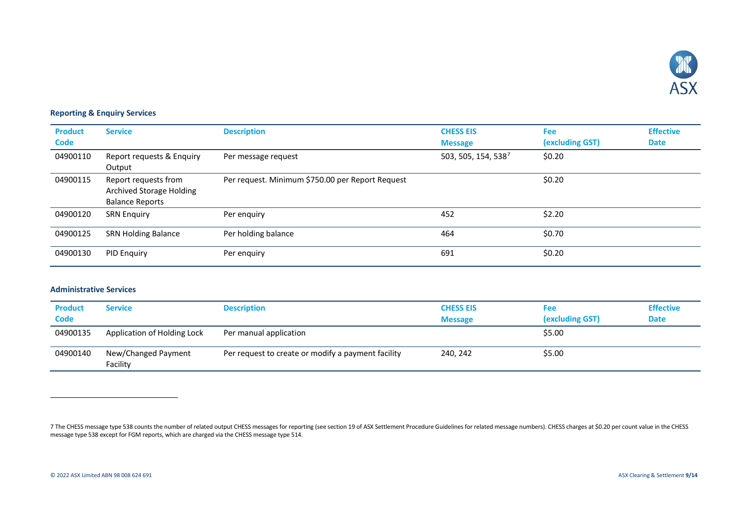### Reporting & Enquiry Services

| Product Code | Service | Description | CHESS EIS Message | Fee (excluding GST) | Effective Date |
|---|---|---|---|---|---|
| 04900110 | Report requests & Enquiry Output | Per message request | 503, 505, 154, 538[7] | $0.20 | |
| 04900115 | Report requests from Archived Storage Holding Balance Reports | Per request. Minimum $750.00 per Report Request | | $0.20 | |
| 04900120 | SRN Enquiry | Per enquiry | 452 | $2.20 | |
| 04900125 | SRN Holding Balance | Per holding balance | 464 | $0.70 | |
| 04900130 | PID Enquiry | Per enquiry | 691 | $0.20 | |

### Administrative Services

| Product Code | Service | Description | CHESS EIS Message | Fee (excluding GST) | Effective Date |
|---|---|---|---|---|---|
| 04900135 | Application of Holding Lock | Per manual application | | $5.00 | |
| 04900140 | New/Changed Payment Facility | Per request to create or modify a payment facility | 240, 242 | $5.00 | |

7 The CHESS message type 538 counts the number of related output CHESS messages for reporting (see section 19 of ASX Settlement Procedure Guidelines for related message numbers). CHESS charges at $0.20 per count value in the CHESS message type 538 except for FGM reports, which are charged via the CHESS message type 514.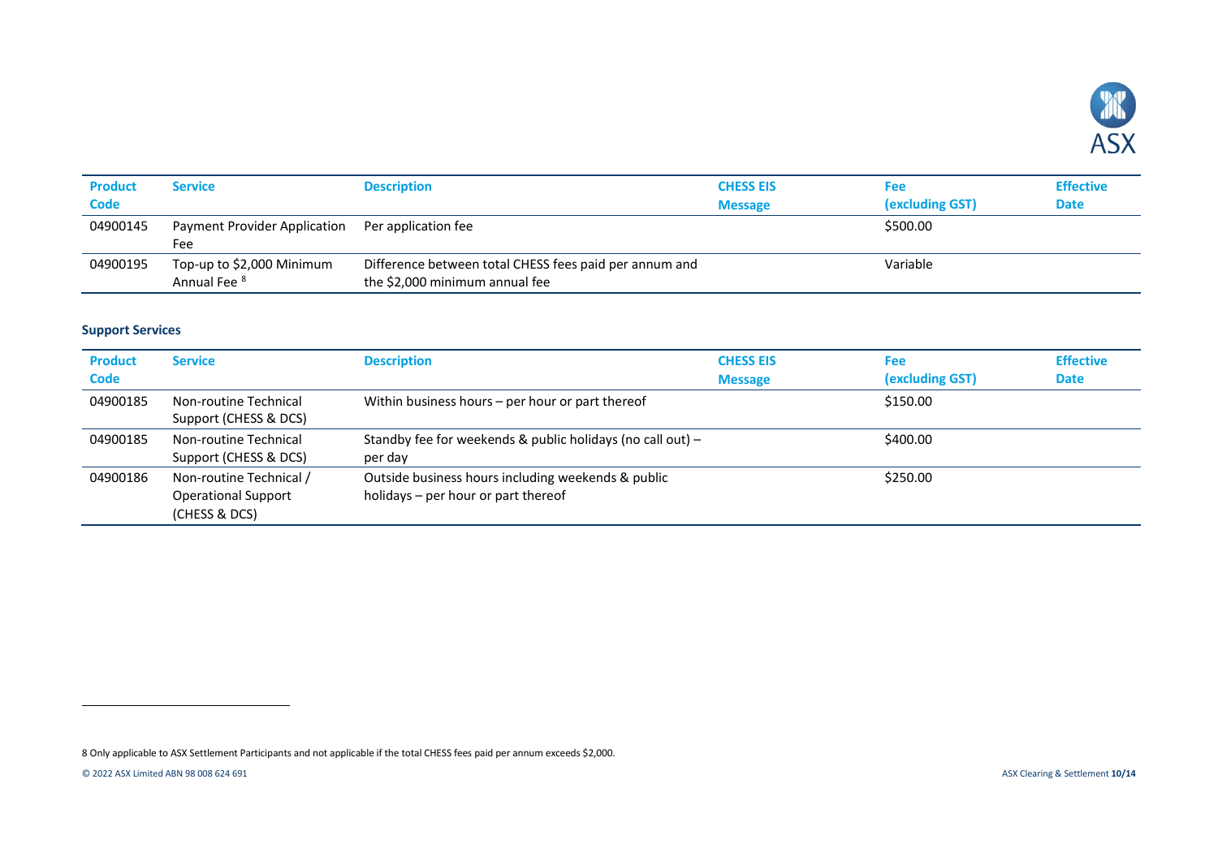| Product Code | Service | Description | CHESS EIS Message | Fee (excluding GST) | Effective Date |
|---|---|---|---|---|---|
| 04900145 | Payment Provider Application Fee | Per application fee | | $500.00 | |
| 04900195 | Top-up to $2,000 Minimum Annual Fee [8] | Difference between total CHESS fees paid per annum and the $2,000 minimum annual fee | | Variable | |

**Support Services**

| Product Code | Service | Description | CHESS EIS Message | Fee (excluding GST) | Effective Date |
|---|---|---|---|---|---|
| 04900185 | Non-routine Technical Support (CHESS & DCS) | Within business hours – per hour or part thereof | | $150.00 | |
| 04900185 | Non-routine Technical Support (CHESS & DCS) | Standby fee for weekends & public holidays (no call out) – per day | | $400.00 | |
| 04900186 | Non-routine Technical / Operational Support (CHESS & DCS) | Outside business hours including weekends & public holidays – per hour or part thereof | | $250.00 | |

8 Only applicable to ASX Settlement Participants and not applicable if the total CHESS fees paid per annum exceeds $2,000.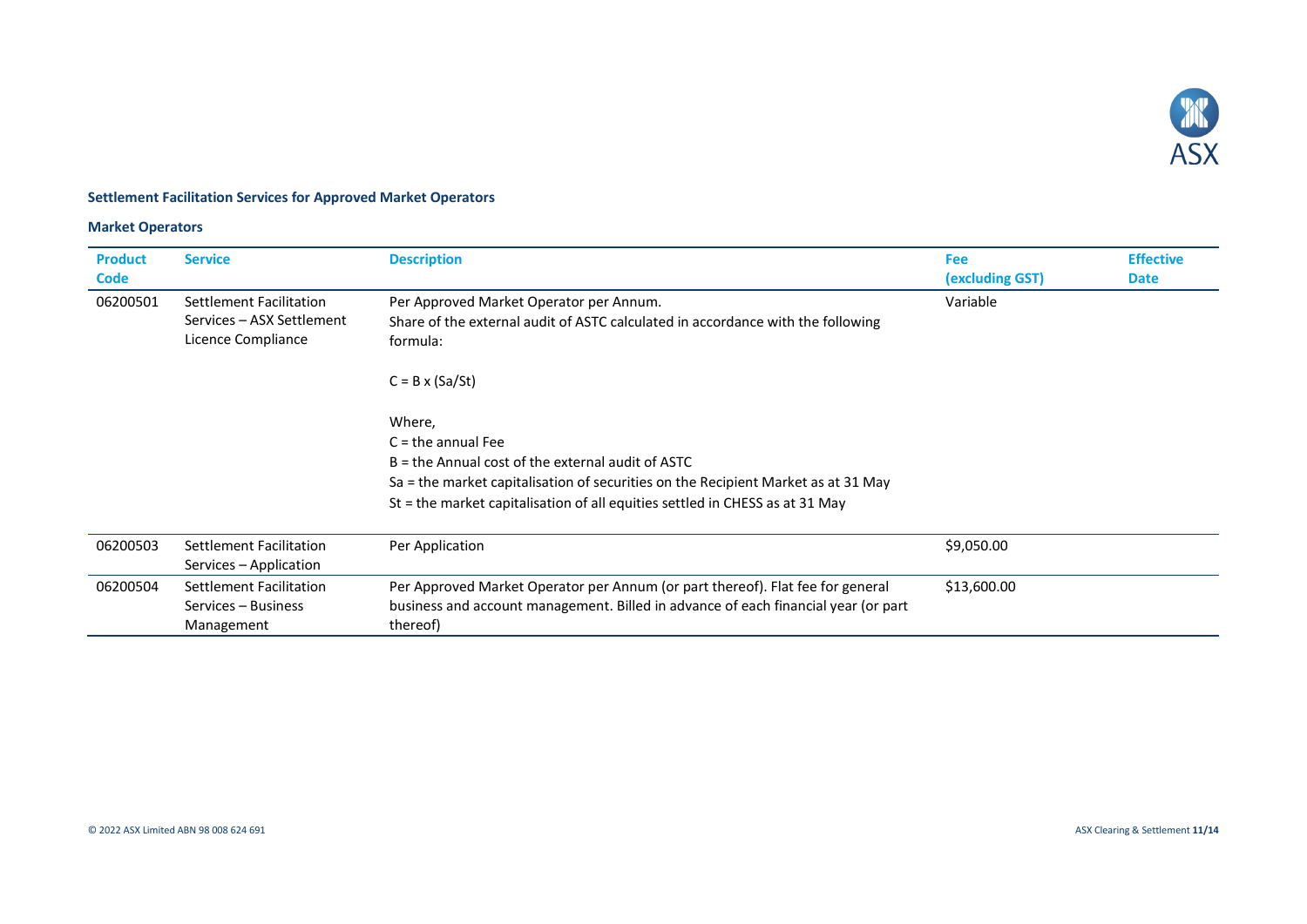## Settlement Facilitation Services for Approved Market Operators

### Market Operators

| Product Code | Service | Description | Fee (excluding GST) | Effective Date |
|---|---|---|---|---|
| 06200501 | Settlement Facilitation Services – ASX Settlement Licence Compliance | Per Approved Market Operator per Annum.<br>Share of the external audit of ASTC calculated in accordance with the following formula:<br><br>$C = B \times (Sa/St)$<br><br>Where,<br>C = the annual Fee<br>B = the Annual cost of the external audit of ASTC<br>Sa = the market capitalisation of securities on the Recipient Market as at 31 May<br>St = the market capitalisation of all equities settled in CHESS as at 31 May | Variable | |
| 06200503 | Settlement Facilitation Services – Application | Per Application | $9,050.00 | |
| 06200504 | Settlement Facilitation Services – Business Management | Per Approved Market Operator per Annum (or part thereof). Flat fee for general business and account management. Billed in advance of each financial year (or part thereof) | $13,600.00 | |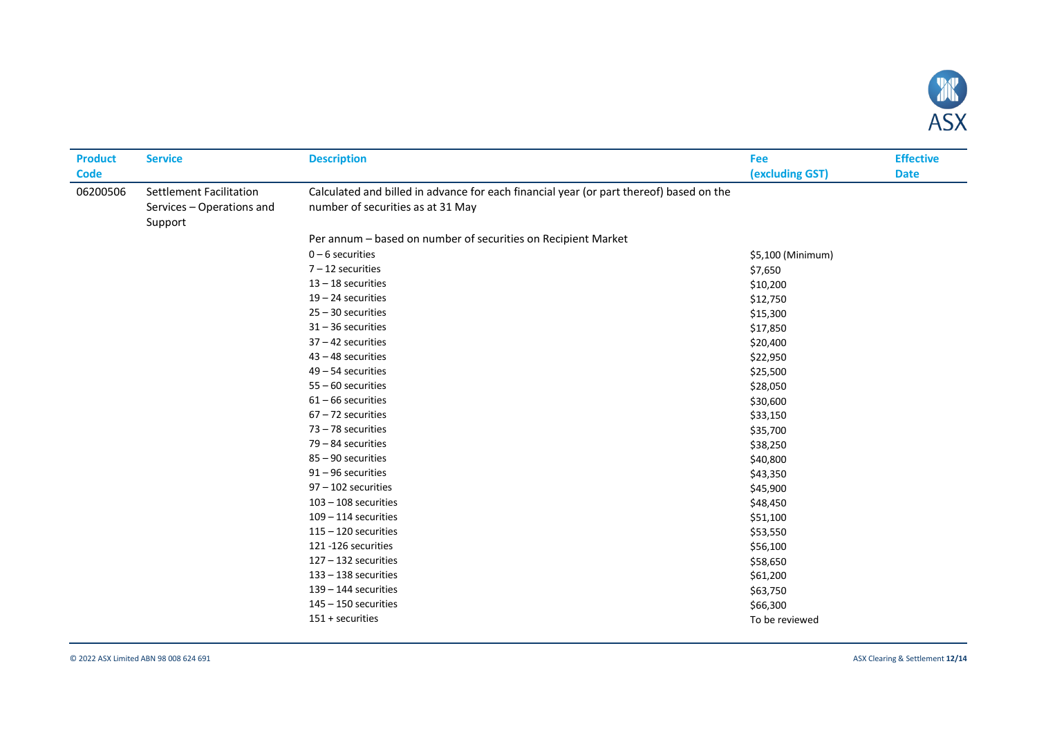| Product Code | Service | Description | Fee (excluding GST) | Effective Date |
|---|---|---|---|---|
| 06200506 | Settlement Facilitation Services – Operations and Support | Calculated and billed in advance for each financial year (or part thereof) based on the number of securities as at 31 May | | |
| | | Per annum – based on number of securities on Recipient Market | | |
| | | 0 – 6 securities | $5,100 (Minimum) | |
| | | 7 – 12 securities | $7,650 | |
| | | 13 – 18 securities | $10,200 | |
| | | 19 – 24 securities | $12,750 | |
| | | 25 – 30 securities | $15,300 | |
| | | 31 – 36 securities | $17,850 | |
| | | 37 – 42 securities | $20,400 | |
| | | 43 – 48 securities | $22,950 | |
| | | 49 – 54 securities | $25,500 | |
| | | 55 – 60 securities | $28,050 | |
| | | 61 – 66 securities | $30,600 | |
| | | 67 – 72 securities | $33,150 | |
| | | 73 – 78 securities | $35,700 | |
| | | 79 – 84 securities | $38,250 | |
| | | 85 – 90 securities | $40,800 | |
| | | 91 – 96 securities | $43,350 | |
| | | 97 – 102 securities | $45,900 | |
| | | 103 – 108 securities | $48,450 | |
| | | 109 – 114 securities | $51,100 | |
| | | 115 – 120 securities | $53,550 | |
| | | 121 -126 securities | $56,100 | |
| | | 127 – 132 securities | $58,650 | |
| | | 133 – 138 securities | $61,200 | |
| | | 139 – 144 securities | $63,750 | |
| | | 145 – 150 securities | $66,300 | |
| | | 151 + securities | To be reviewed | |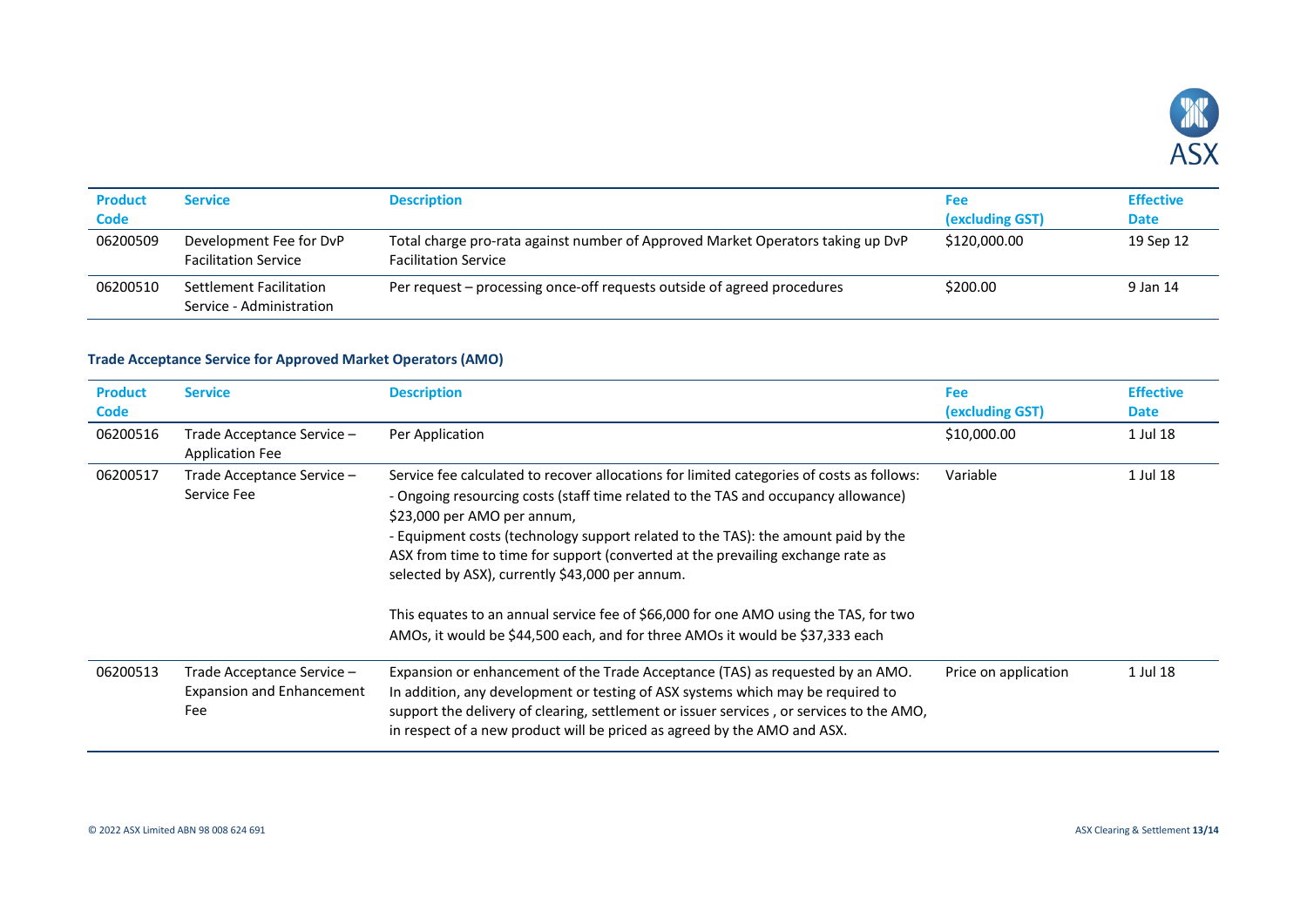| Product Code | Service | Description | Fee (excluding GST) | Effective Date |
|---|---|---|---|---|
| 06200509 | Development Fee for DvP Facilitation Service | Total charge pro-rata against number of Approved Market Operators taking up DvP Facilitation Service | $120,000.00 | 19 Sep 12 |
| 06200510 | Settlement Facilitation Service - Administration | Per request – processing once-off requests outside of agreed procedures | $200.00 | 9 Jan 14 |

### Trade Acceptance Service for Approved Market Operators (AMO)

| Product Code | Service | Description | Fee (excluding GST) | Effective Date |
|---|---|---|---|---|
| 06200516 | Trade Acceptance Service – Application Fee | Per Application | $10,000.00 | 1 Jul 18 |
| 06200517 | Trade Acceptance Service – Service Fee | Service fee calculated to recover allocations for limited categories of costs as follows:<br>- Ongoing resourcing costs (staff time related to the TAS and occupancy allowance) $23,000 per AMO per annum,<br>- Equipment costs (technology support related to the TAS): the amount paid by the ASX from time to time for support (converted at the prevailing exchange rate as selected by ASX), currently $43,000 per annum.<br><br>This equates to an annual service fee of $66,000 for one AMO using the TAS, for two AMOs, it would be $44,500 each, and for three AMOs it would be $37,333 each | Variable | 1 Jul 18 |
| 06200513 | Trade Acceptance Service – Expansion and Enhancement Fee | Expansion or enhancement of the Trade Acceptance (TAS) as requested by an AMO. In addition, any development or testing of ASX systems which may be required to support the delivery of clearing, settlement or issuer services , or services to the AMO, in respect of a new product will be priced as agreed by the AMO and ASX. | Price on application | 1 Jul 18 |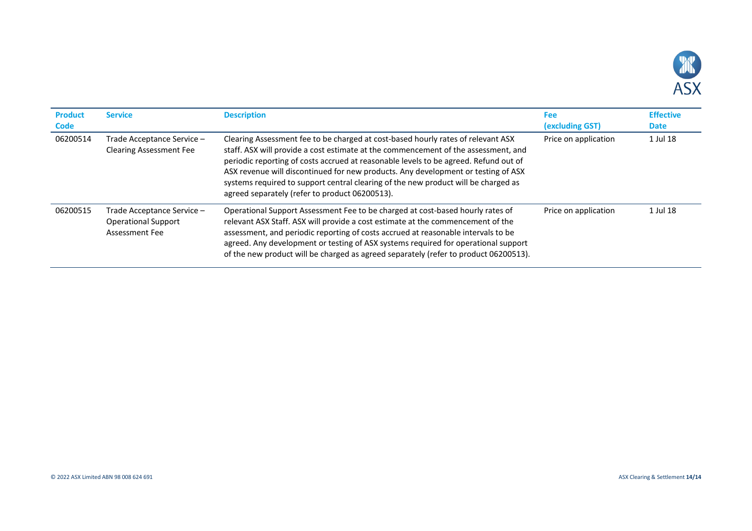| Product Code | Service | Description | Fee (excluding GST) | Effective Date |
|---|---|---|---|---|
| 06200514 | Trade Acceptance Service – Clearing Assessment Fee | Clearing Assessment fee to be charged at cost-based hourly rates of relevant ASX staff. ASX will provide a cost estimate at the commencement of the assessment, and periodic reporting of costs accrued at reasonable levels to be agreed. Refund out of ASX revenue will discontinued for new products. Any development or testing of ASX systems required to support central clearing of the new product will be charged as agreed separately (refer to product 06200513). | Price on application | 1 Jul 18 |
| 06200515 | Trade Acceptance Service – Operational Support Assessment Fee | Operational Support Assessment Fee to be charged at cost-based hourly rates of relevant ASX Staff. ASX will provide a cost estimate at the commencement of the assessment, and periodic reporting of costs accrued at reasonable intervals to be agreed. Any development or testing of ASX systems required for operational support of the new product will be charged as agreed separately (refer to product 06200513). | Price on application | 1 Jul 18 |